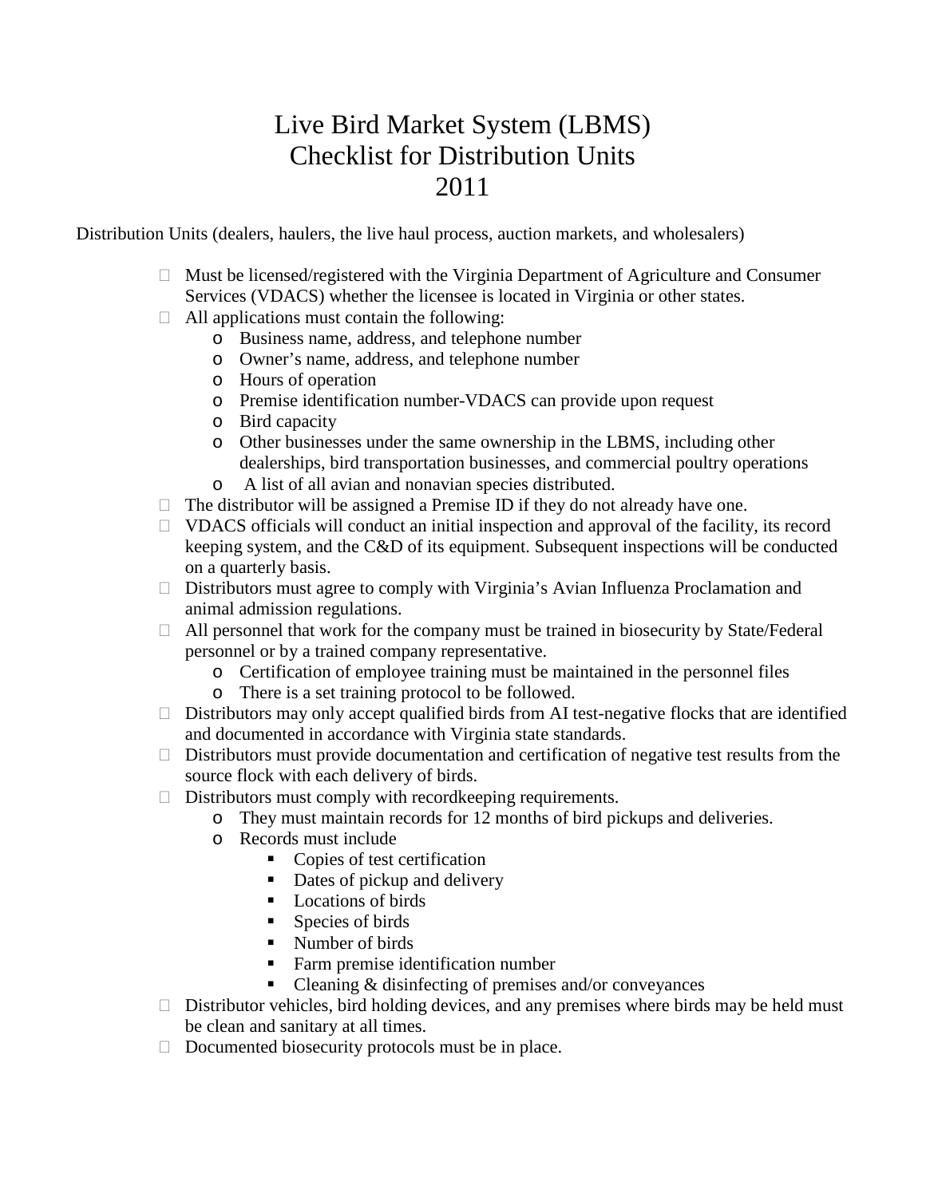# Live Bird Market System (LBMS)
# Checklist for Distribution Units
# 2011

Distribution Units (dealers, haulers, the live haul process, auction markets, and wholesalers)

- Must be licensed/registered with the Virginia Department of Agriculture and Consumer Services (VDACS) whether the licensee is located in Virginia or other states.
- All applications must contain the following:
  - Business name, address, and telephone number
  - Owner's name, address, and telephone number
  - Hours of operation
  - Premise identification number-VDACS can provide upon request
  - Bird capacity
  - Other businesses under the same ownership in the LBMS, including other dealerships, bird transportation businesses, and commercial poultry operations
  - A list of all avian and nonavian species distributed.
- The distributor will be assigned a Premise ID if they do not already have one.
- VDACS officials will conduct an initial inspection and approval of the facility, its record keeping system, and the C&D of its equipment. Subsequent inspections will be conducted on a quarterly basis.
- Distributors must agree to comply with Virginia's Avian Influenza Proclamation and animal admission regulations.
- All personnel that work for the company must be trained in biosecurity by State/Federal personnel or by a trained company representative.
  - Certification of employee training must be maintained in the personnel files
  - There is a set training protocol to be followed.
- Distributors may only accept qualified birds from AI test-negative flocks that are identified and documented in accordance with Virginia state standards.
- Distributors must provide documentation and certification of negative test results from the source flock with each delivery of birds.
- Distributors must comply with recordkeeping requirements.
  - They must maintain records for 12 months of bird pickups and deliveries.
  - Records must include
    - Copies of test certification
    - Dates of pickup and delivery
    - Locations of birds
    - Species of birds
    - Number of birds
    - Farm premise identification number
    - Cleaning & disinfecting of premises and/or conveyances
- Distributor vehicles, bird holding devices, and any premises where birds may be held must be clean and sanitary at all times.
- Documented biosecurity protocols must be in place.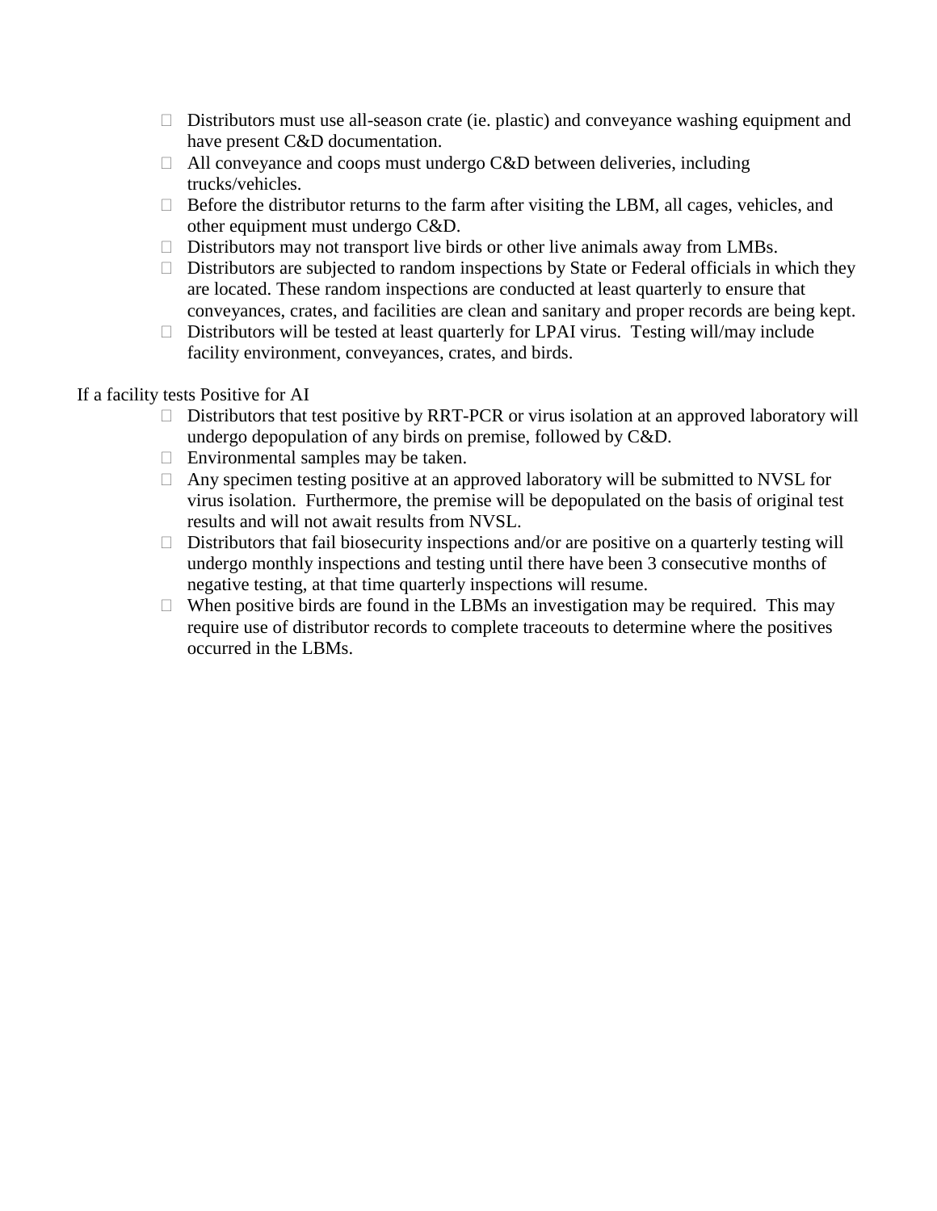- Distributors must use all-season crate (ie. plastic) and conveyance washing equipment and have present C&D documentation.
- All conveyance and coops must undergo C&D between deliveries, including trucks/vehicles.
- Before the distributor returns to the farm after visiting the LBM, all cages, vehicles, and other equipment must undergo C&D.
- Distributors may not transport live birds or other live animals away from LMBs.
- Distributors are subjected to random inspections by State or Federal officials in which they are located. These random inspections are conducted at least quarterly to ensure that conveyances, crates, and facilities are clean and sanitary and proper records are being kept.
- Distributors will be tested at least quarterly for LPAI virus. Testing will/may include facility environment, conveyances, crates, and birds.

If a facility tests Positive for AI

- Distributors that test positive by RRT-PCR or virus isolation at an approved laboratory will undergo depopulation of any birds on premise, followed by C&D.
- Environmental samples may be taken.
- Any specimen testing positive at an approved laboratory will be submitted to NVSL for virus isolation. Furthermore, the premise will be depopulated on the basis of original test results and will not await results from NVSL.
- Distributors that fail biosecurity inspections and/or are positive on a quarterly testing will undergo monthly inspections and testing until there have been 3 consecutive months of negative testing, at that time quarterly inspections will resume.
- When positive birds are found in the LBMs an investigation may be required. This may require use of distributor records to complete traceouts to determine where the positives occurred in the LBMs.